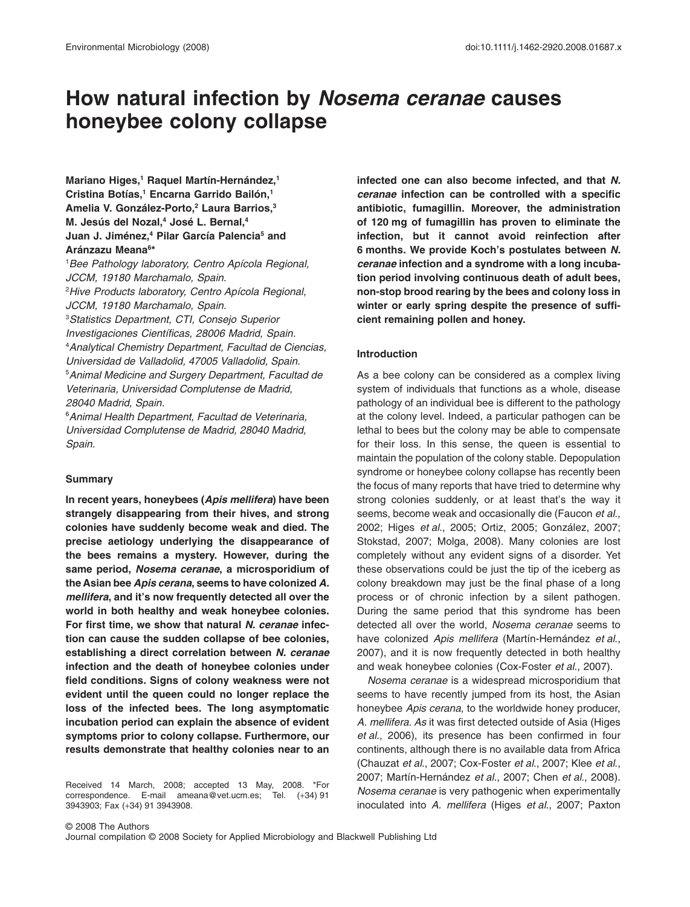# How natural infection by *Nosema ceranae* causes honeybee colony collapse

**Mariano Higes,[1] Raquel Martín-Hernández,[1] Cristina Botías,[1] Encarna Garrido Bailón,[1] Amelia V. González-Porto,[2] Laura Barrios,[3] M. Jesús del Nozal,[4] José L. Bernal,[4] Juan J. Jiménez,[4] Pilar García Palencia[5] and Aránzazu Meana[6]***

[1]*Bee Pathology laboratory, Centro Apícola Regional, JCCM, 19180 Marchamalo, Spain.*
[2]*Hive Products laboratory, Centro Apícola Regional, JCCM, 19180 Marchamalo, Spain.*
[3]*Statistics Department, CTI, Consejo Superior Investigaciones Científicas, 28006 Madrid, Spain.*
[4]*Analytical Chemistry Department, Facultad de Ciencias, Universidad de Valladolid, 47005 Valladolid, Spain.*
[5]*Animal Medicine and Surgery Department, Facultad de Veterinaria, Universidad Complutense de Madrid, 28040 Madrid, Spain.*
[6]*Animal Health Department, Facultad de Veterinaria, Universidad Complutense de Madrid, 28040 Madrid, Spain.*

## Summary

**In recent years, honeybees (*Apis mellifera*) have been strangely disappearing from their hives, and strong colonies have suddenly become weak and died. The precise aetiology underlying the disappearance of the bees remains a mystery. However, during the same period, *Nosema ceranae*, a microsporidium of the Asian bee *Apis cerana*, seems to have colonized *A. mellifera*, and it's now frequently detected all over the world in both healthy and weak honeybee colonies. For first time, we show that natural *N. ceranae* infection can cause the sudden collapse of bee colonies, establishing a direct correlation between *N. ceranae* infection and the death of honeybee colonies under field conditions. Signs of colony weakness were not evident until the queen could no longer replace the loss of the infected bees. The long asymptomatic incubation period can explain the absence of evident symptoms prior to colony collapse. Furthermore, our results demonstrate that healthy colonies near to an infected one can also become infected, and that *N. ceranae* infection can be controlled with a specific antibiotic, fumagillin. Moreover, the administration of 120 mg of fumagillin has proven to eliminate the infection, but it cannot avoid reinfection after 6 months. We provide Koch's postulates between *N. ceranae* infection and a syndrome with a long incubation period involving continuous death of adult bees, non-stop brood rearing by the bees and colony loss in winter or early spring despite the presence of sufficient remaining pollen and honey.**

Received 14 March, 2008; accepted 13 May, 2008. *For correspondence. E-mail ameana@vet.ucm.es; Tel. (+34) 91 3943903; Fax (+34) 91 3943908.

## Introduction

As a bee colony can be considered as a complex living system of individuals that functions as a whole, disease pathology of an individual bee is different to the pathology at the colony level. Indeed, a particular pathogen can be lethal to bees but the colony may be able to compensate for their loss. In this sense, the queen is essential to maintain the population of the colony stable. Depopulation syndrome or honeybee colony collapse has recently been the focus of many reports that have tried to determine why strong colonies suddenly, or at least that's the way it seems, become weak and occasionally die (Faucon *et al*., 2002; Higes *et al*., 2005; Ortiz, 2005; González, 2007; Stokstad, 2007; Molga, 2008). Many colonies are lost completely without any evident signs of a disorder. Yet these observations could be just the tip of the iceberg as colony breakdown may just be the final phase of a long process or of chronic infection by a silent pathogen. During the same period that this syndrome has been detected all over the world, *Nosema ceranae* seems to have colonized *Apis mellifera* (Martín-Hernández *et al*., 2007), and it is now frequently detected in both healthy and weak honeybee colonies (Cox-Foster *et al*., 2007).

*Nosema ceranae* is a widespread microsporidium that seems to have recently jumped from its host, the Asian honeybee *Apis cerana*, to the worldwide honey producer, *A. mellifera. As* it was first detected outside of Asia (Higes *et al*., 2006), its presence has been confirmed in four continents, although there is no available data from Africa (Chauzat *et al*., 2007; Cox-Foster *et al*., 2007; Klee *et al*., 2007; Martín-Hernández *et al*., 2007; Chen *et al*., 2008). *Nosema ceranae* is very pathogenic when experimentally inoculated into *A. mellifera* (Higes *et al*., 2007; Paxton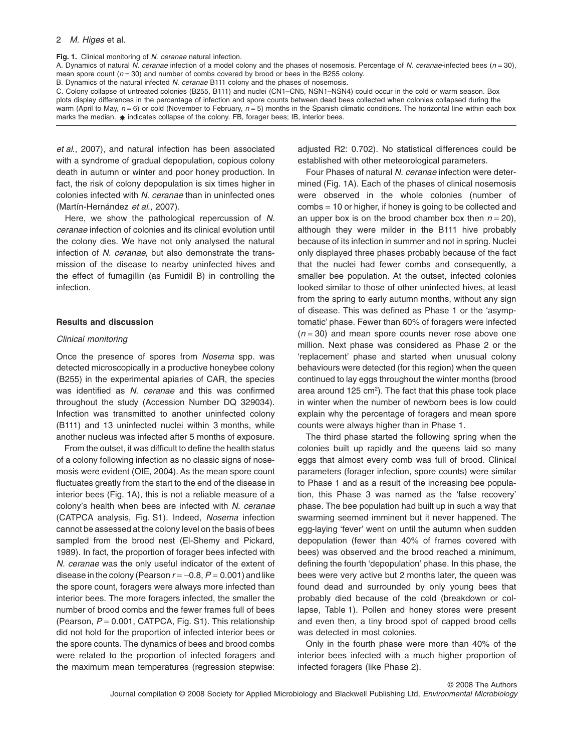**Fig. 1.** Clinical monitoring of *N. ceranae* natural infection.

A. Dynamics of natural *N. ceranae* infection of a model colony and the phases of nosemosis. Percentage of *N. ceranae*-infected bees ($n = 30$), mean spore count ($n = 30$) and number of combs covered by brood or bees in the B255 colony.

B. Dynamics of the natural infected *N. ceranae* B111 colony and the phases of nosemosis.

C. Colony collapse of untreated colonies (B255, B111) and nuclei (CN1–CN5, NSN1–NSN4) could occur in the cold or warm season. Box plots display differences in the percentage of infection and spore counts between dead bees collected when colonies collapsed during the warm (April to May, $n = 6$) or cold (November to February, $n = 5$) months in the Spanish climatic conditions. The horizontal line within each box marks the median. ✱ indicates collapse of the colony. FB, forager bees; IB, interior bees.

*et al.*, 2007), and natural infection has been associated with a syndrome of gradual depopulation, copious colony death in autumn or winter and poor honey production. In fact, the risk of colony depopulation is six times higher in colonies infected with *N. ceranae* than in uninfected ones (Martín-Hernández *et al.*, 2007).

Here, we show the pathological repercussion of *N. ceranae* infection of colonies and its clinical evolution until the colony dies. We have not only analysed the natural infection of *N. ceranae*, but also demonstrate the transmission of the disease to nearby uninfected hives and the effect of fumagillin (as Fumidil B) in controlling the infection.

## Results and discussion

### Clinical monitoring

Once the presence of spores from *Nosema* spp. was detected microscopically in a productive honeybee colony (B255) in the experimental apiaries of CAR, the species was identified as *N. ceranae* and this was confirmed throughout the study (Accession Number DQ 329034). Infection was transmitted to another uninfected colony (B111) and 13 uninfected nuclei within 3 months, while another nucleus was infected after 5 months of exposure.

From the outset, it was difficult to define the health status of a colony following infection as no classic signs of nosemosis were evident (OIE, 2004). As the mean spore count fluctuates greatly from the start to the end of the disease in interior bees (Fig. 1A), this is not a reliable measure of a colony's health when bees are infected with *N. ceranae* (CATPCA analysis, Fig. S1). Indeed, *Nosema* infection cannot be assessed at the colony level on the basis of bees sampled from the brood nest (El-Shemy and Pickard, 1989). In fact, the proportion of forager bees infected with *N. ceranae* was the only useful indicator of the extent of disease in the colony (Pearson $r = -0.8$, $P = 0.001$) and like the spore count, foragers were always more infected than interior bees. The more foragers infected, the smaller the number of brood combs and the fewer frames full of bees (Pearson, $P = 0.001$, CATPCA, Fig. S1). This relationship did not hold for the proportion of infected interior bees or the spore counts. The dynamics of bees and brood combs were related to the proportion of infected foragers and the maximum mean temperatures (regression stepwise: adjusted R2: 0.702). No statistical differences could be established with other meteorological parameters.

Four Phases of natural *N. ceranae* infection were determined (Fig. 1A). Each of the phases of clinical nosemosis were observed in the whole colonies (number of combs = 10 or higher, if honey is going to be collected and an upper box is on the brood chamber box then $n = 20$), although they were milder in the B111 hive probably because of its infection in summer and not in spring. Nuclei only displayed three phases probably because of the fact that the nuclei had fewer combs and consequently, a smaller bee population. At the outset, infected colonies looked similar to those of other uninfected hives, at least from the spring to early autumn months, without any sign of disease. This was defined as Phase 1 or the 'asymptomatic' phase. Fewer than 60% of foragers were infected ($n = 30$) and mean spore counts never rose above one million. Next phase was considered as Phase 2 or the 'replacement' phase and started when unusual colony behaviours were detected (for this region) when the queen continued to lay eggs throughout the winter months (brood area around 125 $cm^2$). The fact that this phase took place in winter when the number of newborn bees is low could explain why the percentage of foragers and mean spore counts were always higher than in Phase 1.

The third phase started the following spring when the colonies built up rapidly and the queens laid so many eggs that almost every comb was full of brood. Clinical parameters (forager infection, spore counts) were similar to Phase 1 and as a result of the increasing bee population, this Phase 3 was named as the 'false recovery' phase. The bee population had built up in such a way that swarming seemed imminent but it never happened. The egg-laying 'fever' went on until the autumn when sudden depopulation (fewer than 40% of frames covered with bees) was observed and the brood reached a minimum, defining the fourth 'depopulation' phase. In this phase, the bees were very active but 2 months later, the queen was found dead and surrounded by only young bees that probably died because of the cold (breakdown or collapse, Table 1). Pollen and honey stores were present and even then, a tiny brood spot of capped brood cells was detected in most colonies.

Only in the fourth phase were more than 40% of the interior bees infected with a much higher proportion of infected foragers (like Phase 2).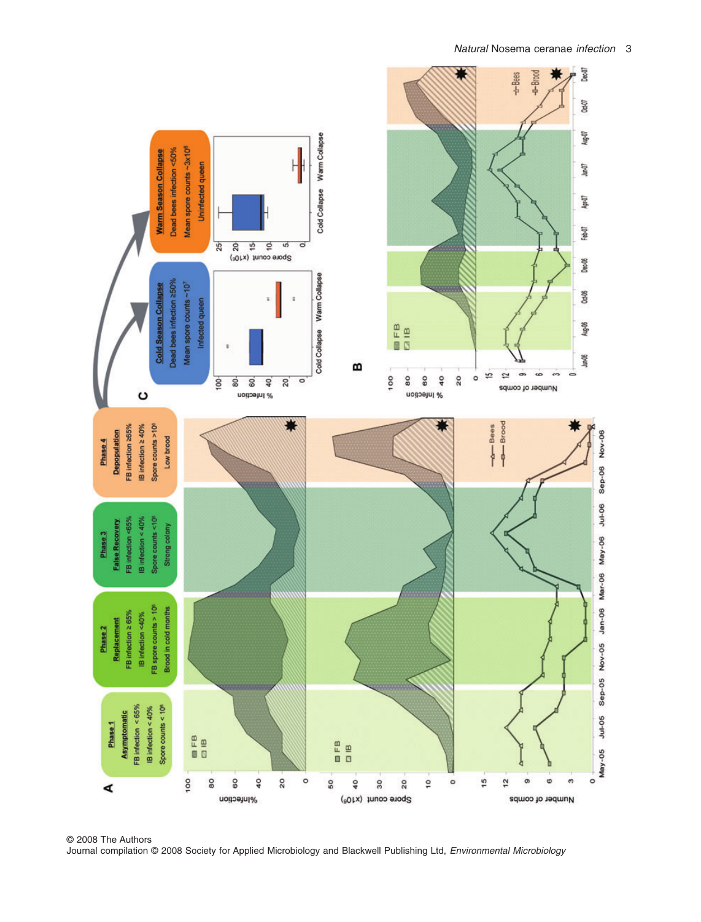**A**

| Phase 1 Asymptomatic | Phase 2 Replacement | Phase 3 False Recovery | Phase 4 Depopulation |
|---|---|---|---|
| FB infection < 65% | FB infection ≥ 65% | FB infection <65% | FB infection ≥65% |
| IB infection < 40% | IB infection <40% | IB infection < 40% | IB infection ≥ 40% |
| Spore counts < $10^6$ | FB spore counts > $10^6$ | Spore counts <$10^6$ | Spore counts >$10^6$ |
| | Brood in cold months | Strong colony | Low brood |

**C**

| Cold Season Collapse | Warm Season Collapse |
|---|---|
| Dead bees infection ≥50% | Dead bees infection <50% |
| Mean spore counts ~$10^7$ | Mean spore counts ~$3 \times 10^6$ |
| Infected queen | Uninfected queen |

**B**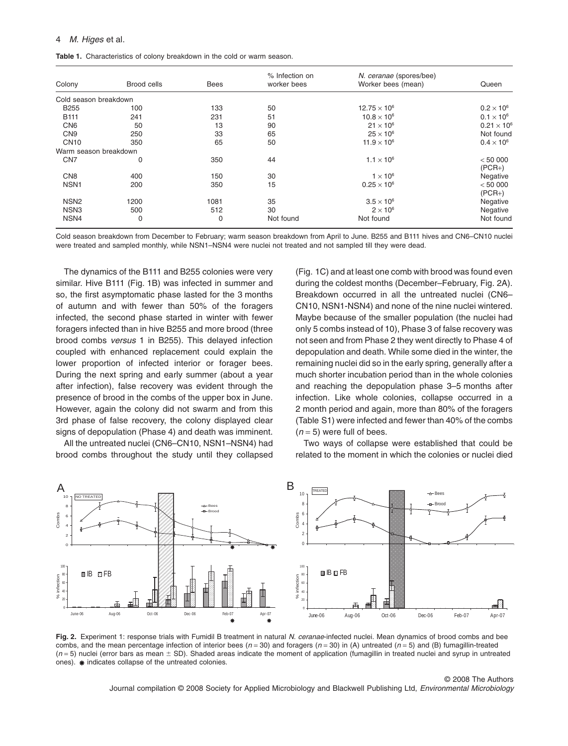**Table 1.** Characteristics of colony breakdown in the cold or warm season.

| Colony | Brood cells | Bees | % Infection on worker bees | *N. ceranae* (spores/bee) Worker bees (mean) | Queen |
|---|---|---|---|---|---|
| Cold season breakdown | | | | | |
| B255 | 100 | 133 | 50 | $12.75 \times 10^6$ | $0.2 \times 10^6$ |
| B111 | 241 | 231 | 51 | $10.8 \times 10^6$ | $0.1 \times 10^6$ |
| CN6 | 50 | 13 | 90 | $21 \times 10^6$ | $0.21 \times 10^6$ |
| CN9 | 250 | 33 | 65 | $25 \times 10^6$ | Not found |
| CN10 | 350 | 65 | 50 | $11.9 \times 10^6$ | $0.4 \times 10^6$ |
| Warm season breakdown | | | | | |
| CN7 | 0 | 350 | 44 | $1.1 \times 10^6$ | < 50 000 (PCR+) |
| CN8 | 400 | 150 | 30 | $1 \times 10^6$ | Negative |
| NSN1 | 200 | 350 | 15 | $0.25 \times 10^6$ | < 50 000 (PCR+) |
| NSN2 | 1200 | 1081 | 35 | $3.5 \times 10^6$ | Negative |
| NSN3 | 500 | 512 | 30 | $2 \times 10^6$ | Negative |
| NSN4 | 0 | 0 | Not found | Not found | Not found |

Cold season breakdown from December to February; warm season breakdown from April to June. B255 and B111 hives and CN6–CN10 nuclei were treated and sampled monthly, while NSN1–NSN4 were nuclei not treated and not sampled till they were dead.

The dynamics of the B111 and B255 colonies were very similar. Hive B111 (Fig. 1B) was infected in summer and so, the first asymptomatic phase lasted for the 3 months of autumn and with fewer than 50% of the foragers infected, the second phase started in winter with fewer foragers infected than in hive B255 and more brood (three brood combs *versus* 1 in B255). This delayed infection coupled with enhanced replacement could explain the lower proportion of infected interior or forager bees. During the next spring and early summer (about a year after infection), false recovery was evident through the presence of brood in the combs of the upper box in June. However, again the colony did not swarm and from this 3rd phase of false recovery, the colony displayed clear signs of depopulation (Phase 4) and death was imminent.

All the untreated nuclei (CN6–CN10, NSN1–NSN4) had brood combs throughout the study until they collapsed (Fig. 1C) and at least one comb with brood was found even during the coldest months (December–February, Fig. 2A). Breakdown occurred in all the untreated nuclei (CN6–CN10, NSN1-NSN4) and none of the nine nuclei wintered. Maybe because of the smaller population (the nuclei had only 5 combs instead of 10), Phase 3 of false recovery was not seen and from Phase 2 they went directly to Phase 4 of depopulation and death. While some died in the winter, the remaining nuclei did so in the early spring, generally after a much shorter incubation period than in the whole colonies and reaching the depopulation phase 3–5 months after infection. Like whole colonies, collapse occurred in a 2 month period and again, more than 80% of the foragers (Table S1) were infected and fewer than 40% of the combs ($n = 5$) were full of bees.

Two ways of collapse were established that could be related to the moment in which the colonies or nuclei died

**Fig. 2.** Experiment 1: response trials with Fumidil B treatment in natural *N. ceranae*-infected nuclei. Mean dynamics of brood combs and bee combs, and the mean percentage infection of interior bees ($n = 30$) and foragers ($n = 30$) in (A) untreated ($n = 5$) and (B) fumagillin-treated ($n = 5$) nuclei (error bars as mean ± SD). Shaded areas indicate the moment of application (fumagillin in treated nuclei and syrup in untreated ones). ✱ indicates collapse of the untreated colonies.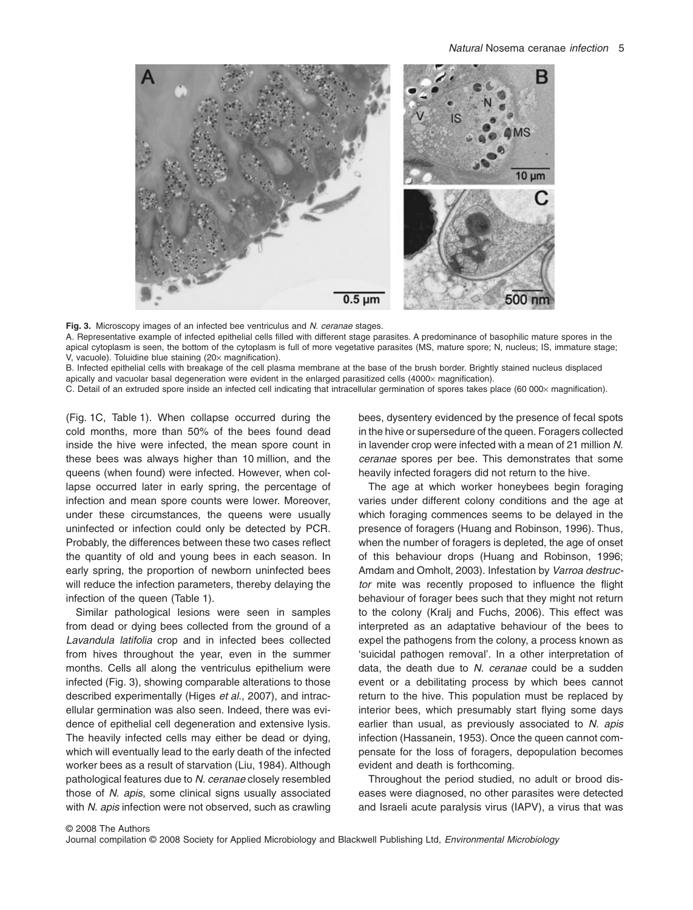**Fig. 3.** Microscopy images of an infected bee ventriculus and *N. ceranae* stages.

A. Representative example of infected epithelial cells filled with different stage parasites. A predominance of basophilic mature spores in the apical cytoplasm is seen, the bottom of the cytoplasm is full of more vegetative parasites (MS, mature spore; N, nucleus; IS, immature stage; V, vacuole). Toluidine blue staining (20× magnification).

B. Infected epithelial cells with breakage of the cell plasma membrane at the base of the brush border. Brightly stained nucleus displaced apically and vacuolar basal degeneration were evident in the enlarged parasitized cells (4000× magnification).

C. Detail of an extruded spore inside an infected cell indicating that intracellular germination of spores takes place (60 000× magnification).

(Fig. 1C, Table 1). When collapse occurred during the cold months, more than 50% of the bees found dead inside the hive were infected, the mean spore count in these bees was always higher than 10 million, and the queens (when found) were infected. However, when collapse occurred later in early spring, the percentage of infection and mean spore counts were lower. Moreover, under these circumstances, the queens were usually uninfected or infection could only be detected by PCR. Probably, the differences between these two cases reflect the quantity of old and young bees in each season. In early spring, the proportion of newborn uninfected bees will reduce the infection parameters, thereby delaying the infection of the queen (Table 1).

Similar pathological lesions were seen in samples from dead or dying bees collected from the ground of a *Lavandula latifolia* crop and in infected bees collected from hives throughout the year, even in the summer months. Cells all along the ventriculus epithelium were infected (Fig. 3), showing comparable alterations to those described experimentally (Higes *et al*., 2007), and intracellular germination was also seen. Indeed, there was evidence of epithelial cell degeneration and extensive lysis. The heavily infected cells may either be dead or dying, which will eventually lead to the early death of the infected worker bees as a result of starvation (Liu, 1984). Although pathological features due to *N. ceranae* closely resembled those of *N. apis*, some clinical signs usually associated with *N. apis* infection were not observed, such as crawling bees, dysentery evidenced by the presence of fecal spots in the hive or supersedure of the queen. Foragers collected in lavender crop were infected with a mean of 21 million *N. ceranae* spores per bee. This demonstrates that some heavily infected foragers did not return to the hive.

The age at which worker honeybees begin foraging varies under different colony conditions and the age at which foraging commences seems to be delayed in the presence of foragers (Huang and Robinson, 1996). Thus, when the number of foragers is depleted, the age of onset of this behaviour drops (Huang and Robinson, 1996; Amdam and Omholt, 2003). Infestation by *Varroa destructor* mite was recently proposed to influence the flight behaviour of forager bees such that they might not return to the colony (Kralj and Fuchs, 2006). This effect was interpreted as an adaptative behaviour of the bees to expel the pathogens from the colony, a process known as 'suicidal pathogen removal'. In a other interpretation of data, the death due to *N. ceranae* could be a sudden event or a debilitating process by which bees cannot return to the hive. This population must be replaced by interior bees, which presumably start flying some days earlier than usual, as previously associated to *N. apis* infection (Hassanein, 1953). Once the queen cannot compensate for the loss of foragers, depopulation becomes evident and death is forthcoming.

Throughout the period studied, no adult or brood diseases were diagnosed, no other parasites were detected and Israeli acute paralysis virus (IAPV), a virus that was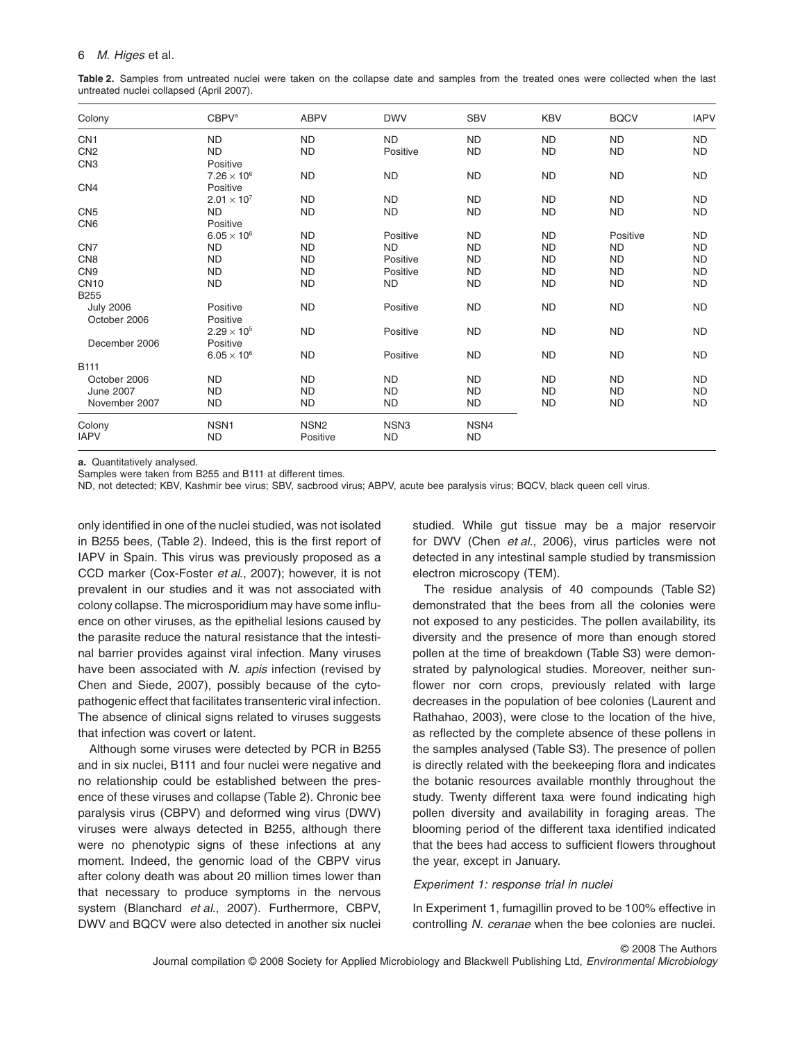**Table 2.** Samples from untreated nuclei were taken on the collapse date and samples from the treated ones were collected when the last untreated nuclei collapsed (April 2007).

| Colony | CBPV[a] | ABPV | DWV | SBV | KBV | BQCV | IAPV |
|---|---|---|---|---|---|---|---|
| CN1 | ND | ND | ND | ND | ND | ND | ND |
| CN2 | ND | ND | Positive | ND | ND | ND | ND |
| CN3 | Positive $7.26 \times 10^6$ | ND | ND | ND | ND | ND | ND |
| CN4 | Positive $2.01 \times 10^7$ | ND | ND | ND | ND | ND | ND |
| CN5 | ND | ND | ND | ND | ND | ND | ND |
| CN6 | Positive $6.05 \times 10^6$ | ND | Positive | ND | ND | Positive | ND |
| CN7 | ND | ND | ND | ND | ND | ND | ND |
| CN8 | ND | ND | Positive | ND | ND | ND | ND |
| CN9 | ND | ND | Positive | ND | ND | ND | ND |
| CN10 | ND | ND | ND | ND | ND | ND | ND |
| B255 | | | | | | | |
| July 2006 | Positive | ND | Positive | ND | ND | ND | ND |
| October 2006 | Positive $2.29 \times 10^5$ | ND | Positive | ND | ND | ND | ND |
| December 2006 | Positive $6.05 \times 10^6$ | ND | Positive | ND | ND | ND | ND |
| B111 | | | | | | | |
| October 2006 | ND | ND | ND | ND | ND | ND | ND |
| June 2007 | ND | ND | ND | ND | ND | ND | ND |
| November 2007 | ND | ND | ND | ND | ND | ND | ND |
| Colony | NSN1 | NSN2 | NSN3 | NSN4 | | | |
| IAPV | ND | Positive | ND | ND | | | |

**a.** Quantitatively analysed.

Samples were taken from B255 and B111 at different times.

ND, not detected; KBV, Kashmir bee virus; SBV, sacbrood virus; ABPV, acute bee paralysis virus; BQCV, black queen cell virus.

only identified in one of the nuclei studied, was not isolated in B255 bees, (Table 2). Indeed, this is the first report of IAPV in Spain. This virus was previously proposed as a CCD marker (Cox-Foster *et al*., 2007); however, it is not prevalent in our studies and it was not associated with colony collapse. The microsporidium may have some influence on other viruses, as the epithelial lesions caused by the parasite reduce the natural resistance that the intestinal barrier provides against viral infection. Many viruses have been associated with *N. apis* infection (revised by Chen and Siede, 2007), possibly because of the cytopathogenic effect that facilitates transenteric viral infection. The absence of clinical signs related to viruses suggests that infection was covert or latent.

Although some viruses were detected by PCR in B255 and in six nuclei, B111 and four nuclei were negative and no relationship could be established between the presence of these viruses and collapse (Table 2). Chronic bee paralysis virus (CBPV) and deformed wing virus (DWV) viruses were always detected in B255, although there were no phenotypic signs of these infections at any moment. Indeed, the genomic load of the CBPV virus after colony death was about 20 million times lower than that necessary to produce symptoms in the nervous system (Blanchard *et al*., 2007). Furthermore, CBPV, DWV and BQCV were also detected in another six nuclei studied. While gut tissue may be a major reservoir for DWV (Chen *et al*., 2006), virus particles were not detected in any intestinal sample studied by transmission electron microscopy (TEM).

The residue analysis of 40 compounds (Table S2) demonstrated that the bees from all the colonies were not exposed to any pesticides. The pollen availability, its diversity and the presence of more than enough stored pollen at the time of breakdown (Table S3) were demonstrated by palynological studies. Moreover, neither sunflower nor corn crops, previously related with large decreases in the population of bee colonies (Laurent and Rathahao, 2003), were close to the location of the hive, as reflected by the complete absence of these pollens in the samples analysed (Table S3). The presence of pollen is directly related with the beekeeping flora and indicates the botanic resources available monthly throughout the study. Twenty different taxa were found indicating high pollen diversity and availability in foraging areas. The blooming period of the different taxa identified indicated that the bees had access to sufficient flowers throughout the year, except in January.

*Experiment 1: response trial in nuclei*

In Experiment 1, fumagillin proved to be 100% effective in controlling *N. ceranae* when the bee colonies are nuclei.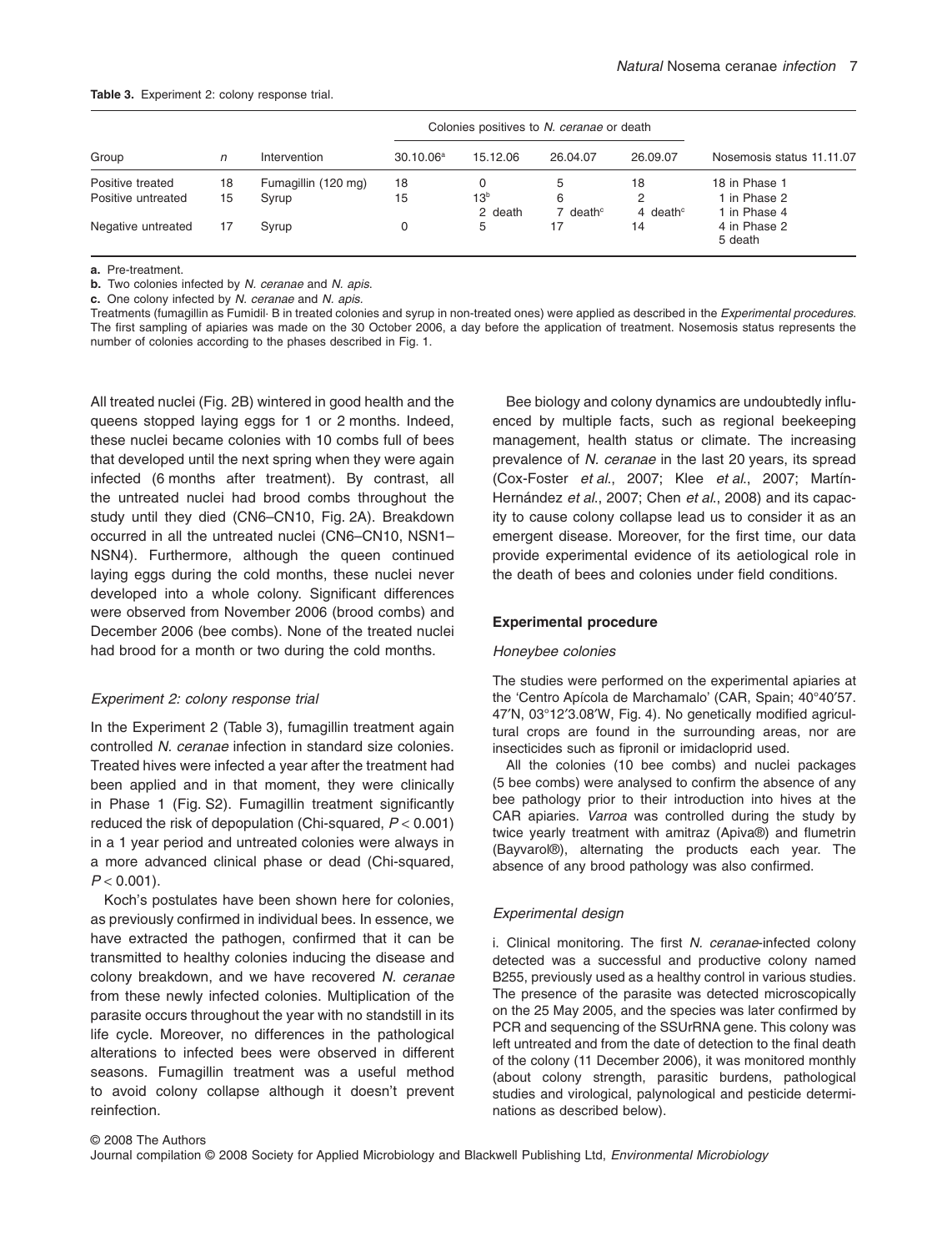**Table 3.** Experiment 2: colony response trial.

| Group | n | Intervention | Colonies positives to *N. ceranae* or death | | | | Nosemosis status 11.11.07 |
|---|---|---|---|---|---|---|---|
| | | | 30.10.06[a] | 15.12.06 | 26.04.07 | 26.09.07 | |
| Positive treated | 18 | Fumagillin (120 mg) | 18 | 0 | 5 | 18 | 18 in Phase 1 |
| Positive untreated | 15 | Syrup | 15 | 13[b] | 6 | 2 | 1 in Phase 2 |
| | | | | 2 death | 7 death[c] | 4 death[c] | 1 in Phase 4 |
| Negative untreated | 17 | Syrup | 0 | 5 | 17 | 14 | 4 in Phase 2 |
| | | | | | | | 5 death |

**a.** Pre-treatment.
**b.** Two colonies infected by *N. ceranae* and *N. apis*.
**c.** One colony infected by *N. ceranae* and *N. apis*.
Treatments (fumagillin as Fumidil· B in treated colonies and syrup in non-treated ones) were applied as described in the *Experimental procedures*. The first sampling of apiaries was made on the 30 October 2006, a day before the application of treatment. Nosemosis status represents the number of colonies according to the phases described in Fig. 1.

All treated nuclei (Fig. 2B) wintered in good health and the queens stopped laying eggs for 1 or 2 months. Indeed, these nuclei became colonies with 10 combs full of bees that developed until the next spring when they were again infected (6 months after treatment). By contrast, all the untreated nuclei had brood combs throughout the study until they died (CN6–CN10, Fig. 2A). Breakdown occurred in all the untreated nuclei (CN6–CN10, NSN1–NSN4). Furthermore, although the queen continued laying eggs during the cold months, these nuclei never developed into a whole colony. Significant differences were observed from November 2006 (brood combs) and December 2006 (bee combs). None of the treated nuclei had brood for a month or two during the cold months.

### *Experiment 2: colony response trial*

In the Experiment 2 (Table 3), fumagillin treatment again controlled *N. ceranae* infection in standard size colonies. Treated hives were infected a year after the treatment had been applied and in that moment, they were clinically in Phase 1 (Fig. S2). Fumagillin treatment significantly reduced the risk of depopulation (Chi-squared, $P < 0.001$) in a 1 year period and untreated colonies were always in a more advanced clinical phase or dead (Chi-squared, $P < 0.001$).

Koch's postulates have been shown here for colonies, as previously confirmed in individual bees. In essence, we have extracted the pathogen, confirmed that it can be transmitted to healthy colonies inducing the disease and colony breakdown, and we have recovered *N. ceranae* from these newly infected colonies. Multiplication of the parasite occurs throughout the year with no standstill in its life cycle. Moreover, no differences in the pathological alterations to infected bees were observed in different seasons. Fumagillin treatment was a useful method to avoid colony collapse although it doesn't prevent reinfection.

Bee biology and colony dynamics are undoubtedly influenced by multiple facts, such as regional beekeeping management, health status or climate. The increasing prevalence of *N. ceranae* in the last 20 years, its spread (Cox-Foster *et al*., 2007; Klee *et al*., 2007; Martín-Hernández *et al*., 2007; Chen *et al*., 2008) and its capacity to cause colony collapse lead us to consider it as an emergent disease. Moreover, for the first time, our data provide experimental evidence of its aetiological role in the death of bees and colonies under field conditions.

## Experimental procedure

### *Honeybee colonies*

The studies were performed on the experimental apiaries at the 'Centro Apícola de Marchamalo' (CAR, Spain; 40°40′57.47′N, 03°12′3.08′W, Fig. 4). No genetically modified agricultural crops are found in the surrounding areas, nor are insecticides such as fipronil or imidacloprid used.

All the colonies (10 bee combs) and nuclei packages (5 bee combs) were analysed to confirm the absence of any bee pathology prior to their introduction into hives at the CAR apiaries. *Varroa* was controlled during the study by twice yearly treatment with amitraz (Apiva®) and flumetrin (Bayvarol®), alternating the products each year. The absence of any brood pathology was also confirmed.

### *Experimental design*

i. Clinical monitoring. The first *N. ceranae*-infected colony detected was a successful and productive colony named B255, previously used as a healthy control in various studies. The presence of the parasite was detected microscopically on the 25 May 2005, and the species was later confirmed by PCR and sequencing of the SSUrRNA gene. This colony was left untreated and from the date of detection to the final death of the colony (11 December 2006), it was monitored monthly (about colony strength, parasitic burdens, pathological studies and virological, palynological and pesticide determinations as described below).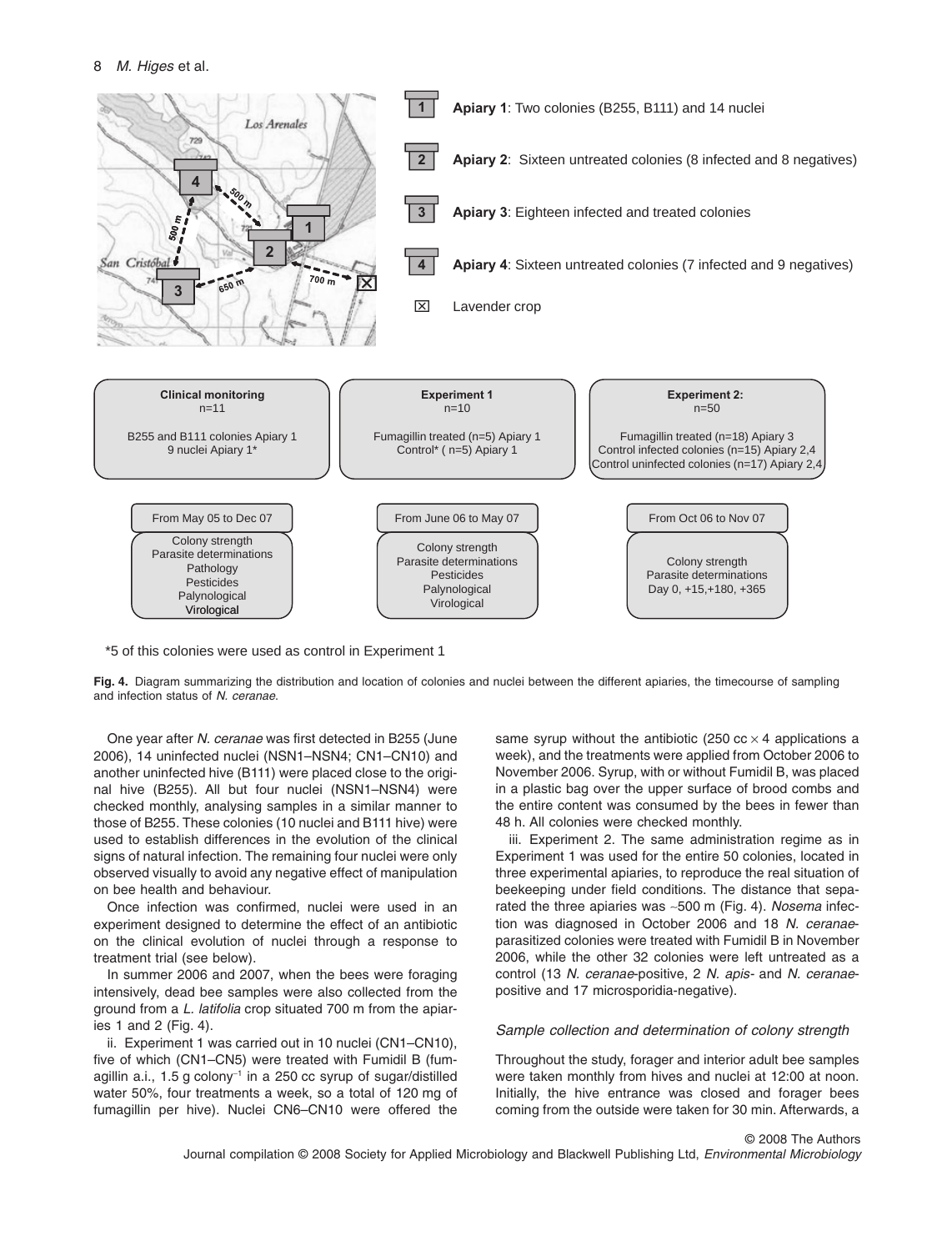**Apiary 1**: Two colonies (B255, B111) and 14 nuclei

**Apiary 2**: Sixteen untreated colonies (8 infected and 8 negatives)

**Apiary 3**: Eighteen infected and treated colonies

**Apiary 4**: Sixteen untreated colonies (7 infected and 9 negatives)

Lavender crop

| Clinical monitoring n=11 | Experiment 1 n=10 | Experiment 2: n=50 |
|---|---|---|
| B255 and B111 colonies Apiary 1; 9 nuclei Apiary 1* | Fumagillin treated (n=5) Apiary 1; Control* ( n=5) Apiary 1 | Fumagillin treated (n=18) Apiary 3; Control infected colonies (n=15) Apiary 2,4; Control uninfected colonies (n=17) Apiary 2,4 |
| From May 05 to Dec 07 | From June 06 to May 07 | From Oct 06 to Nov 07 |
| Colony strength; Parasite determinations; Pathology; Pesticides; Palynological; Virological | Colony strength; Parasite determinations; Pesticides; Palynological; Virological | Colony strength; Parasite determinations; Day 0, +15,+180, +365 |

*5 of this colonies were used as control in Experiment 1

**Fig. 4.** Diagram summarizing the distribution and location of colonies and nuclei between the different apiaries, the timecourse of sampling and infection status of *N. ceranae*.

One year after *N. ceranae* was first detected in B255 (June 2006), 14 uninfected nuclei (NSN1–NSN4; CN1–CN10) and another uninfected hive (B111) were placed close to the original hive (B255). All but four nuclei (NSN1–NSN4) were checked monthly, analysing samples in a similar manner to those of B255. These colonies (10 nuclei and B111 hive) were used to establish differences in the evolution of the clinical signs of natural infection. The remaining four nuclei were only observed visually to avoid any negative effect of manipulation on bee health and behaviour.

Once infection was confirmed, nuclei were used in an experiment designed to determine the effect of an antibiotic on the clinical evolution of nuclei through a response to treatment trial (see below).

In summer 2006 and 2007, when the bees were foraging intensively, dead bee samples were also collected from the ground from a *L. latifolia* crop situated 700 m from the apiaries 1 and 2 (Fig. 4).

ii. Experiment 1 was carried out in 10 nuclei (CN1–CN10), five of which (CN1–CN5) were treated with Fumidil B (fumagillin a.i., 1.5 g colony$^{-1}$ in a 250 cc syrup of sugar/distilled water 50%, four treatments a week, so a total of 120 mg of fumagillin per hive). Nuclei CN6–CN10 were offered the same syrup without the antibiotic (250 cc $\times$ 4 applications a week), and the treatments were applied from October 2006 to November 2006. Syrup, with or without Fumidil B, was placed in a plastic bag over the upper surface of brood combs and the entire content was consumed by the bees in fewer than 48 h. All colonies were checked monthly.

iii. Experiment 2. The same administration regime as in Experiment 1 was used for the entire 50 colonies, located in three experimental apiaries, to reproduce the real situation of beekeeping under field conditions. The distance that separated the three apiaries was ~500 m (Fig. 4). *Nosema* infection was diagnosed in October 2006 and 18 *N. ceranae*-parasitized colonies were treated with Fumidil B in November 2006, while the other 32 colonies were left untreated as a control (13 *N. ceranae*-positive, 2 *N. apis*- and *N. ceranae*-positive and 17 microsporidia-negative).

### *Sample collection and determination of colony strength*

Throughout the study, forager and interior adult bee samples were taken monthly from hives and nuclei at 12:00 at noon. Initially, the hive entrance was closed and forager bees coming from the outside were taken for 30 min. Afterwards, a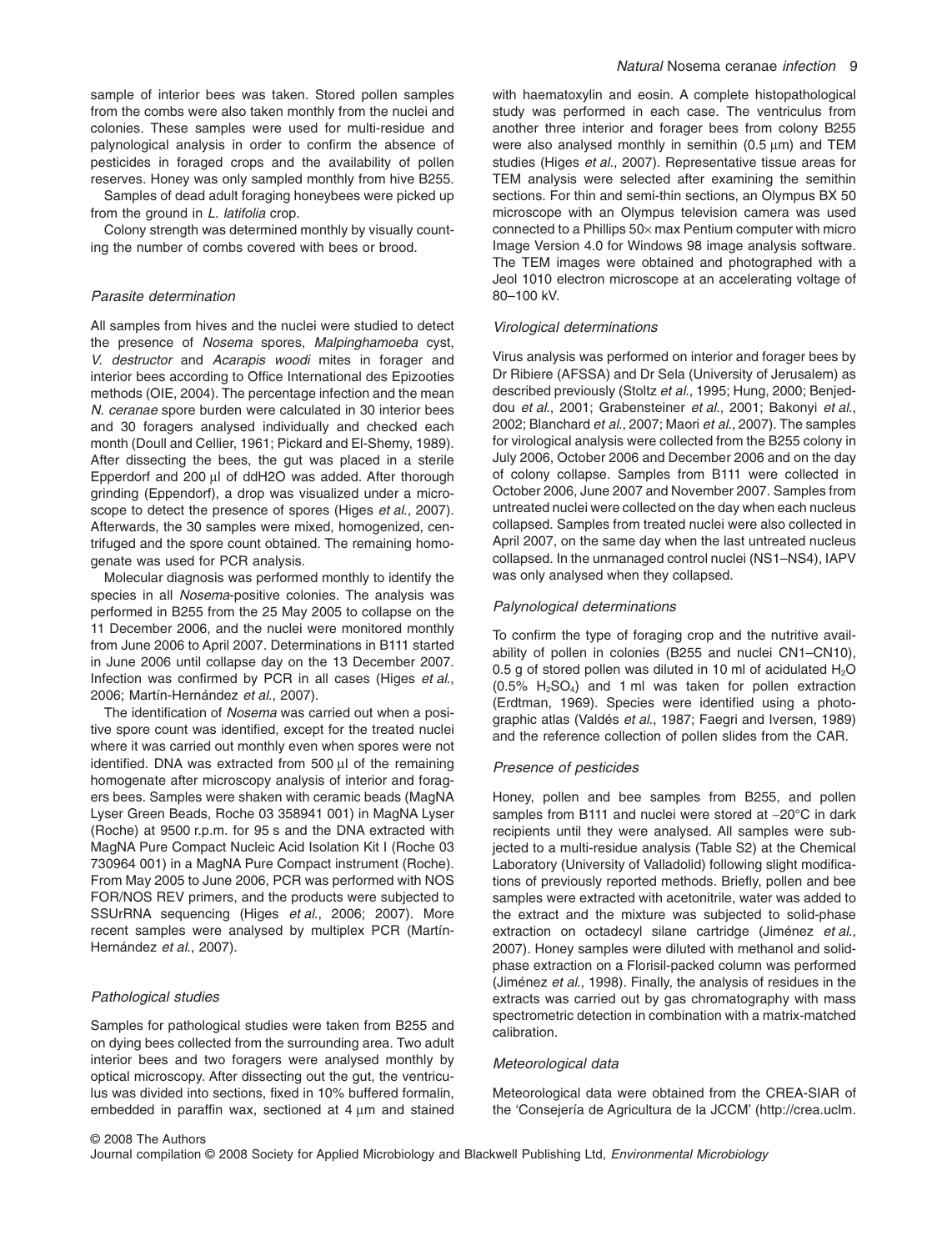sample of interior bees was taken. Stored pollen samples from the combs were also taken monthly from the nuclei and colonies. These samples were used for multi-residue and palynological analysis in order to confirm the absence of pesticides in foraged crops and the availability of pollen reserves. Honey was only sampled monthly from hive B255.

Samples of dead adult foraging honeybees were picked up from the ground in *L. latifolia* crop.

Colony strength was determined monthly by visually counting the number of combs covered with bees or brood.

### *Parasite determination*

All samples from hives and the nuclei were studied to detect the presence of *Nosema* spores, *Malpinghamoeba* cyst, *V. destructor* and *Acarapis woodi* mites in forager and interior bees according to Office International des Epizooties methods (OIE, 2004). The percentage infection and the mean *N. ceranae* spore burden were calculated in 30 interior bees and 30 foragers analysed individually and checked each month (Doull and Cellier, 1961; Pickard and El-Shemy, 1989). After dissecting the bees, the gut was placed in a sterile Epperdorf and 200 μl of ddH2O was added. After thorough grinding (Eppendorf), a drop was visualized under a microscope to detect the presence of spores (Higes *et al.*, 2007). Afterwards, the 30 samples were mixed, homogenized, centrifuged and the spore count obtained. The remaining homogenate was used for PCR analysis.

Molecular diagnosis was performed monthly to identify the species in all *Nosema*-positive colonies. The analysis was performed in B255 from the 25 May 2005 to collapse on the 11 December 2006, and the nuclei were monitored monthly from June 2006 to April 2007. Determinations in B111 started in June 2006 until collapse day on the 13 December 2007. Infection was confirmed by PCR in all cases (Higes *et al.*, 2006; Martín-Hernández *et al.*, 2007).

The identification of *Nosema* was carried out when a positive spore count was identified, except for the treated nuclei where it was carried out monthly even when spores were not identified. DNA was extracted from 500 μl of the remaining homogenate after microscopy analysis of interior and foragers bees. Samples were shaken with ceramic beads (MagNA Lyser Green Beads, Roche 03 358941 001) in MagNA Lyser (Roche) at 9500 r.p.m. for 95 s and the DNA extracted with MagNA Pure Compact Nucleic Acid Isolation Kit I (Roche 03 730964 001) in a MagNA Pure Compact instrument (Roche). From May 2005 to June 2006, PCR was performed with NOS FOR/NOS REV primers, and the products were subjected to SSUrRNA sequencing (Higes *et al.*, 2006; 2007). More recent samples were analysed by multiplex PCR (Martín-Hernández *et al.*, 2007).

### *Pathological studies*

Samples for pathological studies were taken from B255 and on dying bees collected from the surrounding area. Two adult interior bees and two foragers were analysed monthly by optical microscopy. After dissecting out the gut, the ventriculus was divided into sections, fixed in 10% buffered formalin, embedded in paraffin wax, sectioned at 4 μm and stained with haematoxylin and eosin. A complete histopathological study was performed in each case. The ventriculus from another three interior and forager bees from colony B255 were also analysed monthly in semithin (0.5 μm) and TEM studies (Higes *et al.*, 2007). Representative tissue areas for TEM analysis were selected after examining the semithin sections. For thin and semi-thin sections, an Olympus BX 50 microscope with an Olympus television camera was used connected to a Phillips 50× max Pentium computer with micro Image Version 4.0 for Windows 98 image analysis software. The TEM images were obtained and photographed with a Jeol 1010 electron microscope at an accelerating voltage of 80–100 kV.

### *Virological determinations*

Virus analysis was performed on interior and forager bees by Dr Ribiere (AFSSA) and Dr Sela (University of Jerusalem) as described previously (Stoltz *et al.*, 1995; Hung, 2000; Benjeddou *et al.*, 2001; Grabensteiner *et al.*, 2001; Bakonyi *et al.*, 2002; Blanchard *et al.*, 2007; Maori *et al.*, 2007). The samples for virological analysis were collected from the B255 colony in July 2006, October 2006 and December 2006 and on the day of colony collapse. Samples from B111 were collected in October 2006, June 2007 and November 2007. Samples from untreated nuclei were collected on the day when each nucleus collapsed. Samples from treated nuclei were also collected in April 2007, on the same day when the last untreated nucleus collapsed. In the unmanaged control nuclei (NS1–NS4), IAPV was only analysed when they collapsed.

### *Palynological determinations*

To confirm the type of foraging crop and the nutritive availability of pollen in colonies (B255 and nuclei CN1–CN10), 0.5 g of stored pollen was diluted in 10 ml of acidulated $H_2O$ (0.5% $H_2SO_4$) and 1 ml was taken for pollen extraction (Erdtman, 1969). Species were identified using a photographic atlas (Valdés *et al.*, 1987; Faegri and Iversen, 1989) and the reference collection of pollen slides from the CAR.

### *Presence of pesticides*

Honey, pollen and bee samples from B255, and pollen samples from B111 and nuclei were stored at −20°C in dark recipients until they were analysed. All samples were subjected to a multi-residue analysis (Table S2) at the Chemical Laboratory (University of Valladolid) following slight modifications of previously reported methods. Briefly, pollen and bee samples were extracted with acetonitrile, water was added to the extract and the mixture was subjected to solid-phase extraction on octadecyl silane cartridge (Jiménez *et al.*, 2007). Honey samples were diluted with methanol and solid-phase extraction on a Florisil-packed column was performed (Jiménez *et al.*, 1998). Finally, the analysis of residues in the extracts was carried out by gas chromatography with mass spectrometric detection in combination with a matrix-matched calibration.

### *Meteorological data*

Meteorological data were obtained from the CREA-SIAR of the 'Consejería de Agricultura de la JCCM' (http://crea.uclm.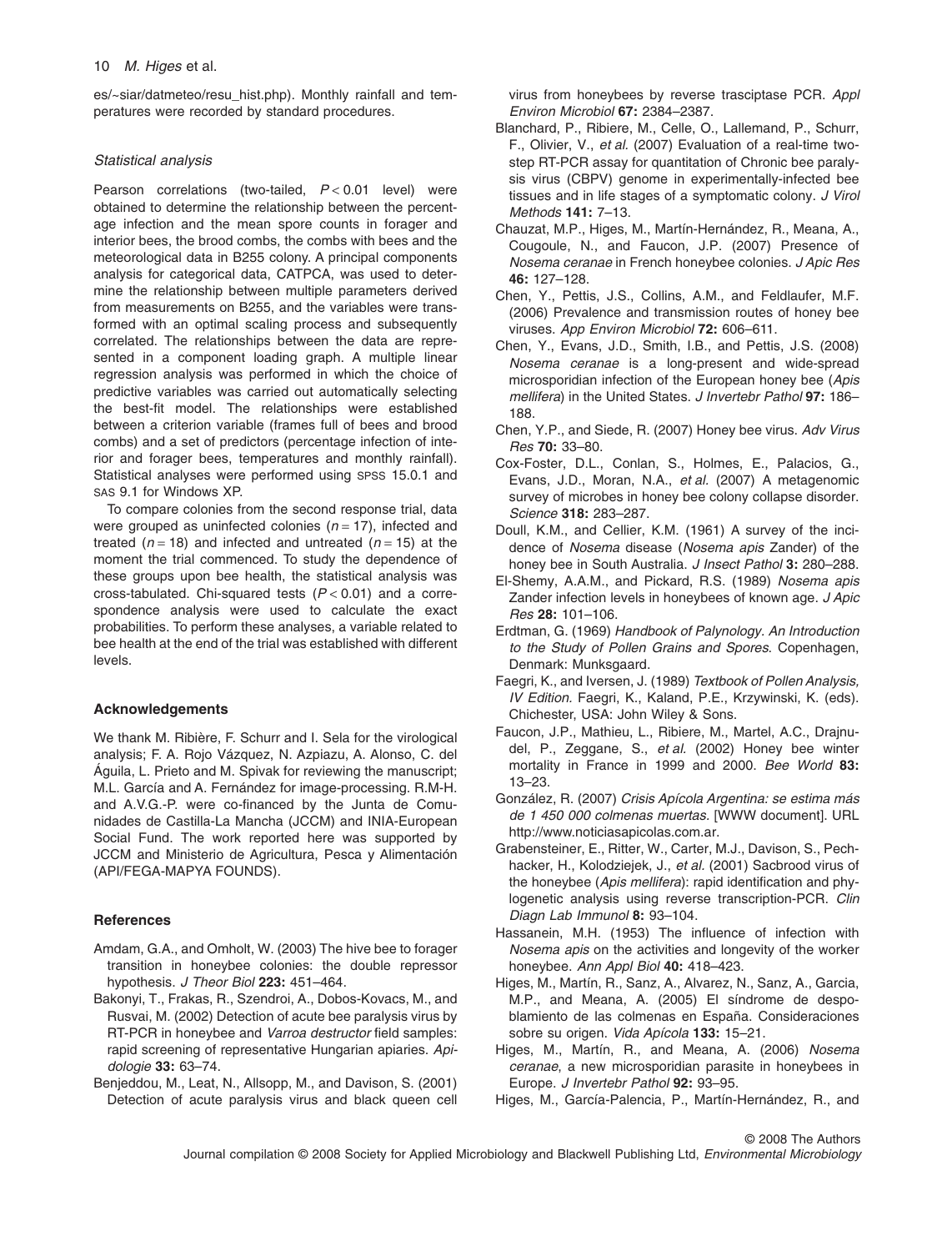es/~siar/datmeteo/resu_hist.php). Monthly rainfall and temperatures were recorded by standard procedures.

### *Statistical analysis*

Pearson correlations (two-tailed, $P < 0.01$ level) were obtained to determine the relationship between the percentage infection and the mean spore counts in forager and interior bees, the brood combs, the combs with bees and the meteorological data in B255 colony. A principal components analysis for categorical data, CATPCA, was used to determine the relationship between multiple parameters derived from measurements on B255, and the variables were transformed with an optimal scaling process and subsequently correlated. The relationships between the data are represented in a component loading graph. A multiple linear regression analysis was performed in which the choice of predictive variables was carried out automatically selecting the best-fit model. The relationships were established between a criterion variable (frames full of bees and brood combs) and a set of predictors (percentage infection of interior and forager bees, temperatures and monthly rainfall). Statistical analyses were performed using SPSS 15.0.1 and SAS 9.1 for Windows XP.

To compare colonies from the second response trial, data were grouped as uninfected colonies ($n = 17$), infected and treated ($n = 18$) and infected and untreated ($n = 15$) at the moment the trial commenced. To study the dependence of these groups upon bee health, the statistical analysis was cross-tabulated. Chi-squared tests ($P < 0.01$) and a correspondence analysis were used to calculate the exact probabilities. To perform these analyses, a variable related to bee health at the end of the trial was established with different levels.

## Acknowledgements

We thank M. Ribière, F. Schurr and I. Sela for the virological analysis; F. A. Rojo Vázquez, N. Azpiazu, A. Alonso, C. del Águila, L. Prieto and M. Spivak for reviewing the manuscript; M.L. García and A. Fernández for image-processing. R.M-H. and A.V.G.-P. were co-financed by the Junta de Comunidades de Castilla-La Mancha (JCCM) and INIA-European Social Fund. The work reported here was supported by JCCM and Ministerio de Agricultura, Pesca y Alimentación (API/FEGA-MAPYA FOUNDS).

## References

Amdam, G.A., and Omholt, W. (2003) The hive bee to forager transition in honeybee colonies: the double repressor hypothesis. *J Theor Biol* **223:** 451–464.

Bakonyi, T., Frakas, R., Szendroi, A., Dobos-Kovacs, M., and Rusvai, M. (2002) Detection of acute bee paralysis virus by RT-PCR in honeybee and *Varroa destructor* field samples: rapid screening of representative Hungarian apiaries. *Apidologie* **33:** 63–74.

Benjeddou, M., Leat, N., Allsopp, M., and Davison, S. (2001) Detection of acute paralysis virus and black queen cell virus from honeybees by reverse trasciptase PCR. *Appl Environ Microbiol* **67:** 2384–2387.

Blanchard, P., Ribiere, M., Celle, O., Lallemand, P., Schurr, F., Olivier, V., *et al.* (2007) Evaluation of a real-time two-step RT-PCR assay for quantitation of Chronic bee paralysis virus (CBPV) genome in experimentally-infected bee tissues and in life stages of a symptomatic colony. *J Virol Methods* **141:** 7–13.

Chauzat, M.P., Higes, M., Martín-Hernández, R., Meana, A., Cougoule, N., and Faucon, J.P. (2007) Presence of *Nosema ceranae* in French honeybee colonies. *J Apic Res* **46:** 127–128.

Chen, Y., Pettis, J.S., Collins, A.M., and Feldlaufer, M.F. (2006) Prevalence and transmission routes of honey bee viruses. *App Environ Microbiol* **72:** 606–611.

Chen, Y., Evans, J.D., Smith, I.B., and Pettis, J.S. (2008) *Nosema ceranae* is a long-present and wide-spread microsporidian infection of the European honey bee (*Apis mellifera*) in the United States. *J Invertebr Pathol* **97:** 186–188.

Chen, Y.P., and Siede, R. (2007) Honey bee virus. *Adv Virus Res* **70:** 33–80.

Cox-Foster, D.L., Conlan, S., Holmes, E., Palacios, G., Evans, J.D., Moran, N.A., *et al.* (2007) A metagenomic survey of microbes in honey bee colony collapse disorder. *Science* **318:** 283–287.

Doull, K.M., and Cellier, K.M. (1961) A survey of the incidence of *Nosema* disease (*Nosema apis* Zander) of the honey bee in South Australia. *J Insect Pathol* **3:** 280–288.

El-Shemy, A.A.M., and Pickard, R.S. (1989) *Nosema apis* Zander infection levels in honeybees of known age. *J Apic Res* **28:** 101–106.

Erdtman, G. (1969) *Handbook of Palynology. An Introduction to the Study of Pollen Grains and Spores*. Copenhagen, Denmark: Munksgaard.

Faegri, K., and Iversen, J. (1989) *Textbook of Pollen Analysis, IV Edition.* Faegri, K., Kaland, P.E., Krzywinski, K. (eds). Chichester, USA: John Wiley & Sons.

Faucon, J.P., Mathieu, L., Ribiere, M., Martel, A.C., Drajnudel, P., Zeggane, S., *et al.* (2002) Honey bee winter mortality in France in 1999 and 2000. *Bee World* **83:** 13–23.

González, R. (2007) *Crisis Apícola Argentina: se estima más de 1 450 000 colmenas muertas.* [WWW document]. URL http://www.noticiasapicolas.com.ar.

Grabensteiner, E., Ritter, W., Carter, M.J., Davison, S., Pechhacker, H., Kolodziejek, J., *et al.* (2001) Sacbrood virus of the honeybee (*Apis mellifera*): rapid identification and phylogenetic analysis using reverse transcription-PCR. *Clin Diagn Lab Immunol* **8:** 93–104.

Hassanein, M.H. (1953) The influence of infection with *Nosema apis* on the activities and longevity of the worker honeybee. *Ann Appl Biol* **40:** 418–423.

Higes, M., Martín, R., Sanz, A., Alvarez, N., Sanz, A., Garcia, M.P., and Meana, A. (2005) El síndrome de despoblamiento de las colmenas en España. Consideraciones sobre su origen. *Vida Apícola* **133:** 15–21.

Higes, M., Martín, R., and Meana, A. (2006) *Nosema ceranae*, a new microsporidian parasite in honeybees in Europe. *J Invertebr Pathol* **92:** 93–95.

Higes, M., García-Palencia, P., Martín-Hernández, R., and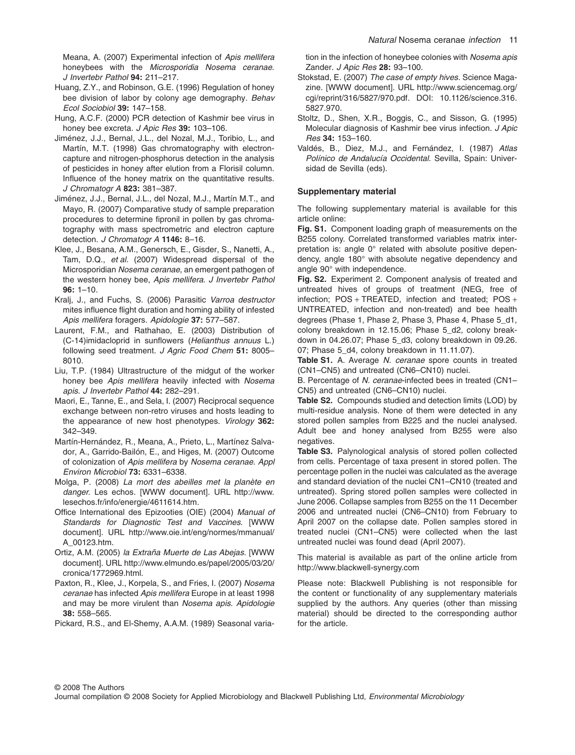Meana, A. (2007) Experimental infection of *Apis mellifera* honeybees with the *Microsporidia Nosema ceranae*. *J Invertebr Pathol* **94:** 211–217.

Huang, Z.Y., and Robinson, G.E. (1996) Regulation of honey bee division of labor by colony age demography. *Behav Ecol Sociobiol* **39:** 147–158.

Hung, A.C.F. (2000) PCR detection of Kashmir bee virus in honey bee excreta. *J Apic Res* **39:** 103–106.

Jiménez, J.J., Bernal, J.L., del Nozal, M.J., Toribio, L., and Martín, M.T. (1998) Gas chromatography with electron-capture and nitrogen-phosphorus detection in the analysis of pesticides in honey after elution from a Florisil column. Influence of the honey matrix on the quantitative results. *J Chromatogr A* **823:** 381–387.

Jiménez, J.J., Bernal, J.L., del Nozal, M.J., Martín M.T., and Mayo, R. (2007) Comparative study of sample preparation procedures to determine fipronil in pollen by gas chromatography with mass spectrometric and electron capture detection. *J Chromatogr A* **1146:** 8–16.

Klee, J., Besana, A.M., Genersch, E., Gisder, S., Nanetti, A., Tam, D.Q., *et al.* (2007) Widespread dispersal of the Microsporidian *Nosema ceranae*, an emergent pathogen of the western honey bee, *Apis mellifera*. *J Invertebr Pathol* **96:** 1–10.

Kralj, J., and Fuchs, S. (2006) Parasitic *Varroa destructor* mites influence flight duration and homing ability of infested *Apis mellifera* foragers. *Apidologie* **37:** 577–587.

Laurent, F.M., and Rathahao, E. (2003) Distribution of (C-14)imidacloprid in sunflowers (*Helianthus annuus* L.) following seed treatment. *J Agric Food Chem* **51:** 8005–8010.

Liu, T.P. (1984) Ultrastructure of the midgut of the worker honey bee *Apis mellifera* heavily infected with *Nosema apis*. *J Invertebr Pathol* **44:** 282–291.

Maori, E., Tanne, E., and Sela, I. (2007) Reciprocal sequence exchange between non-retro viruses and hosts leading to the appearance of new host phenotypes. *Virology* **362:** 342–349.

Martín-Hernández, R., Meana, A., Prieto, L., Martínez Salvador, A., Garrido-Bailón, E., and Higes, M. (2007) Outcome of colonization of *Apis mellifera* by *Nosema ceranae*. *Appl Environ Microbiol* **73:** 6331–6338.

Molga, P. (2008) *La mort des abeilles met la planète en danger*. Les echos. [WWW document]. URL http://www.lesechos.fr/info/energie/4611614.htm.

Office International des Epizooties (OIE) (2004) *Manual of Standards for Diagnostic Test and Vaccines*. [WWW document]. URL http://www.oie.int/eng/normes/mmanual/A_00123.htm.

Ortiz, A.M. (2005) *la Extraña Muerte de Las Abejas*. [WWW document]. URL http://www.elmundo.es/papel/2005/03/20/cronica/1772969.html.

Paxton, R., Klee, J., Korpela, S., and Fries, I. (2007) *Nosema ceranae* has infected *Apis mellifera* Europe in at least 1998 and may be more virulent than *Nosema apis*. *Apidologie* **38:** 558–565.

Pickard, R.S., and El-Shemy, A.A.M. (1989) Seasonal variation in the infection of honeybee colonies with *Nosema apis* Zander. *J Apic Res* **28:** 93–100.

Stokstad, E. (2007) *The case of empty hives*. Science Magazine. [WWW document]. URL http://www.sciencemag.org/cgi/reprint/316/5827/970.pdf. DOI: 10.1126/science.316.5827.970.

Stoltz, D., Shen, X.R., Boggis, C., and Sisson, G. (1995) Molecular diagnosis of Kashmir bee virus infection. *J Apic Res* **34:** 153–160.

Valdés, B., Diez, M.J., and Fernández, I. (1987) *Atlas Polínico de Andalucía Occidental*. Sevilla, Spain: Universidad de Sevilla (eds).

### Supplementary material

The following supplementary material is available for this article online:

**Fig. S1.** Component loading graph of measurements on the B255 colony. Correlated transformed variables matrix interpretation is: angle 0° related with absolute positive dependency, angle 180° with absolute negative dependency and angle 90° with independence.

**Fig. S2.** Experiment 2. Component analysis of treated and untreated hives of groups of treatment (NEG, free of infection; POS + TREATED, infection and treated; POS + UNTREATED, infection and non-treated) and bee health degrees (Phase 1, Phase 2, Phase 3, Phase 4, Phase 5_d1, colony breakdown in 12.15.06; Phase 5_d2, colony breakdown in 04.26.07; Phase 5_d3, colony breakdown in 09.26.07; Phase 5_d4, colony breakdown in 11.11.07).

**Table S1.** A. Average *N. ceranae* spore counts in treated (CN1–CN5) and untreated (CN6–CN10) nuclei.
B. Percentage of *N. ceranae*-infected bees in treated (CN1–CN5) and untreated (CN6–CN10) nuclei.

**Table S2.** Compounds studied and detection limits (LOD) by multi-residue analysis. None of them were detected in any stored pollen samples from B225 and the nuclei analysed. Adult bee and honey analysed from B255 were also negatives.

**Table S3.** Palynological analysis of stored pollen collected from cells. Percentage of taxa present in stored pollen. The percentage pollen in the nuclei was calculated as the average and standard deviation of the nuclei CN1–CN10 (treated and untreated). Spring stored pollen samples were collected in June 2006. Collapse samples from B255 on the 11 December 2006 and untreated nuclei (CN6–CN10) from February to April 2007 on the collapse date. Pollen samples stored in treated nuclei (CN1–CN5) were collected when the last untreated nuclei was found dead (April 2007).

This material is available as part of the online article from http://www.blackwell-synergy.com

Please note: Blackwell Publishing is not responsible for the content or functionality of any supplementary materials supplied by the authors. Any queries (other than missing material) should be directed to the corresponding author for the article.